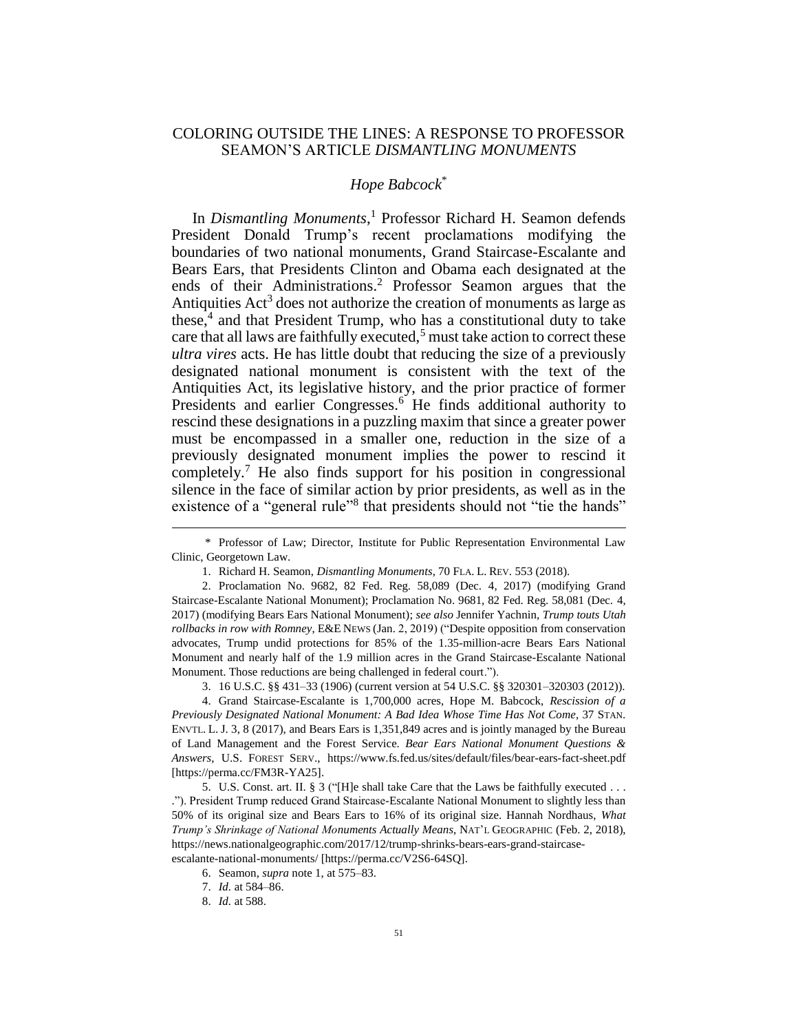# COLORING OUTSIDE THE LINES: A RESPONSE TO PROFESSOR SEAMON'S ARTICLE *DISMANTLING MONUMENTS*

## *Hope Babcock*[*]

In *Dismantling Monuments*,[1] Professor Richard H. Seamon defends President Donald Trump's recent proclamations modifying the boundaries of two national monuments, Grand Staircase-Escalante and Bears Ears, that Presidents Clinton and Obama each designated at the ends of their Administrations.[2] Professor Seamon argues that the Antiquities Act[3] does not authorize the creation of monuments as large as these,[4] and that President Trump, who has a constitutional duty to take care that all laws are faithfully executed,[5] must take action to correct these *ultra vires* acts. He has little doubt that reducing the size of a previously designated national monument is consistent with the text of the Antiquities Act, its legislative history, and the prior practice of former Presidents and earlier Congresses.[6] He finds additional authority to rescind these designations in a puzzling maxim that since a greater power must be encompassed in a smaller one, reduction in the size of a previously designated monument implies the power to rescind it completely.[7] He also finds support for his position in congressional silence in the face of similar action by prior presidents, as well as in the existence of a "general rule"[8] that presidents should not "tie the hands"

---

\* Professor of Law; Director, Institute for Public Representation Environmental Law Clinic, Georgetown Law.

1. Richard H. Seamon, *Dismantling Monuments*, 70 FLA. L. REV. 553 (2018).

2. Proclamation No. 9682, 82 Fed. Reg. 58,089 (Dec. 4, 2017) (modifying Grand Staircase-Escalante National Monument); Proclamation No. 9681, 82 Fed. Reg. 58,081 (Dec. 4, 2017) (modifying Bears Ears National Monument); *see also* Jennifer Yachnin, *Trump touts Utah rollbacks in row with Romney*, E&E NEWS (Jan. 2, 2019) ("Despite opposition from conservation advocates, Trump undid protections for 85% of the 1.35-million-acre Bears Ears National Monument and nearly half of the 1.9 million acres in the Grand Staircase-Escalante National Monument. Those reductions are being challenged in federal court.").

3. 16 U.S.C. §§ 431–33 (1906) (current version at 54 U.S.C. §§ 320301–320303 (2012)).

4. Grand Staircase-Escalante is 1,700,000 acres, Hope M. Babcock, *Rescission of a Previously Designated National Monument: A Bad Idea Whose Time Has Not Come*, 37 STAN. ENVTL. L. J. 3, 8 (2017), and Bears Ears is 1,351,849 acres and is jointly managed by the Bureau of Land Management and the Forest Service. *Bear Ears National Monument Questions & Answers*, U.S. FOREST SERV., https://www.fs.fed.us/sites/default/files/bear-ears-fact-sheet.pdf [https://perma.cc/FM3R-YA25].

5. U.S. Const. art. II. § 3 ("[H]e shall take Care that the Laws be faithfully executed . . . ."). President Trump reduced Grand Staircase-Escalante National Monument to slightly less than 50% of its original size and Bears Ears to 16% of its original size. Hannah Nordhaus, *What Trump's Shrinkage of National Monuments Actually Means*, NAT'L GEOGRAPHIC (Feb. 2, 2018), https://news.nationalgeographic.com/2017/12/trump-shrinks-bears-ears-grand-staircase-escalante-national-monuments/ [https://perma.cc/V2S6-64SQ].

6. Seamon, *supra* note 1, at 575–83.

7. *Id.* at 584–86.

8. *Id.* at 588.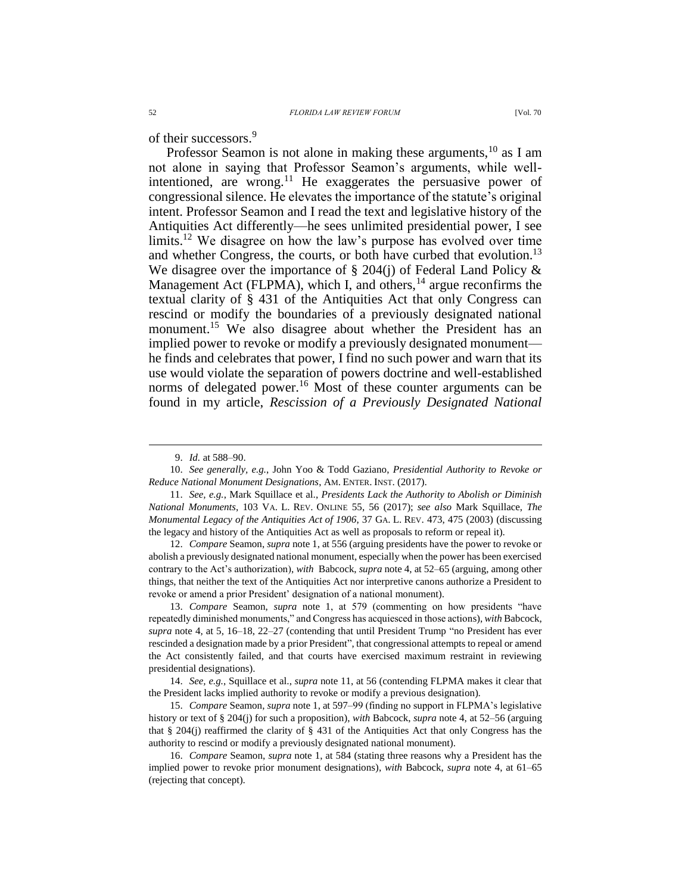of their successors.[9]

Professor Seamon is not alone in making these arguments,[10] as I am not alone in saying that Professor Seamon's arguments, while well-intentioned, are wrong.[11] He exaggerates the persuasive power of congressional silence. He elevates the importance of the statute's original intent. Professor Seamon and I read the text and legislative history of the Antiquities Act differently—he sees unlimited presidential power, I see limits.[12] We disagree on how the law's purpose has evolved over time and whether Congress, the courts, or both have curbed that evolution.[13] We disagree over the importance of § 204(j) of Federal Land Policy & Management Act (FLPMA), which I, and others,[14] argue reconfirms the textual clarity of § 431 of the Antiquities Act that only Congress can rescind or modify the boundaries of a previously designated national monument.[15] We also disagree about whether the President has an implied power to revoke or modify a previously designated monument—he finds and celebrates that power, I find no such power and warn that its use would violate the separation of powers doctrine and well-established norms of delegated power.[16] Most of these counter arguments can be found in my article, *Rescission of a Previously Designated National*

---

9. *Id.* at 588–90.

10. *See generally, e.g.*, John Yoo & Todd Gaziano, *Presidential Authority to Revoke or Reduce National Monument Designations*, AM. ENTER. INST. (2017).

11. *See, e.g.*, Mark Squillace et al., *Presidents Lack the Authority to Abolish or Diminish National Monuments*, 103 VA. L. REV. ONLINE 55, 56 (2017); *see also* Mark Squillace, *The Monumental Legacy of the Antiquities Act of 1906*, 37 GA. L. REV. 473, 475 (2003) (discussing the legacy and history of the Antiquities Act as well as proposals to reform or repeal it).

12. *Compare* Seamon, *supra* note 1, at 556 (arguing presidents have the power to revoke or abolish a previously designated national monument, especially when the power has been exercised contrary to the Act's authorization), *with* Babcock, *supra* note 4, at 52–65 (arguing, among other things, that neither the text of the Antiquities Act nor interpretive canons authorize a President to revoke or amend a prior President' designation of a national monument).

13. *Compare* Seamon, *supra* note 1, at 579 (commenting on how presidents "have repeatedly diminished monuments," and Congress has acquiesced in those actions), *with* Babcock, *supra* note 4, at 5, 16–18, 22–27 (contending that until President Trump "no President has ever rescinded a designation made by a prior President", that congressional attempts to repeal or amend the Act consistently failed, and that courts have exercised maximum restraint in reviewing presidential designations).

14. *See, e.g.*, Squillace et al., *supra* note 11, at 56 (contending FLPMA makes it clear that the President lacks implied authority to revoke or modify a previous designation).

15. *Compare* Seamon, *supra* note 1, at 597–99 (finding no support in FLPMA's legislative history or text of § 204(j) for such a proposition), *with* Babcock, *supra* note 4, at 52–56 (arguing that § 204(j) reaffirmed the clarity of § 431 of the Antiquities Act that only Congress has the authority to rescind or modify a previously designated national monument).

16. *Compare* Seamon, *supra* note 1, at 584 (stating three reasons why a President has the implied power to revoke prior monument designations), *with* Babcock, *supra* note 4, at 61–65 (rejecting that concept).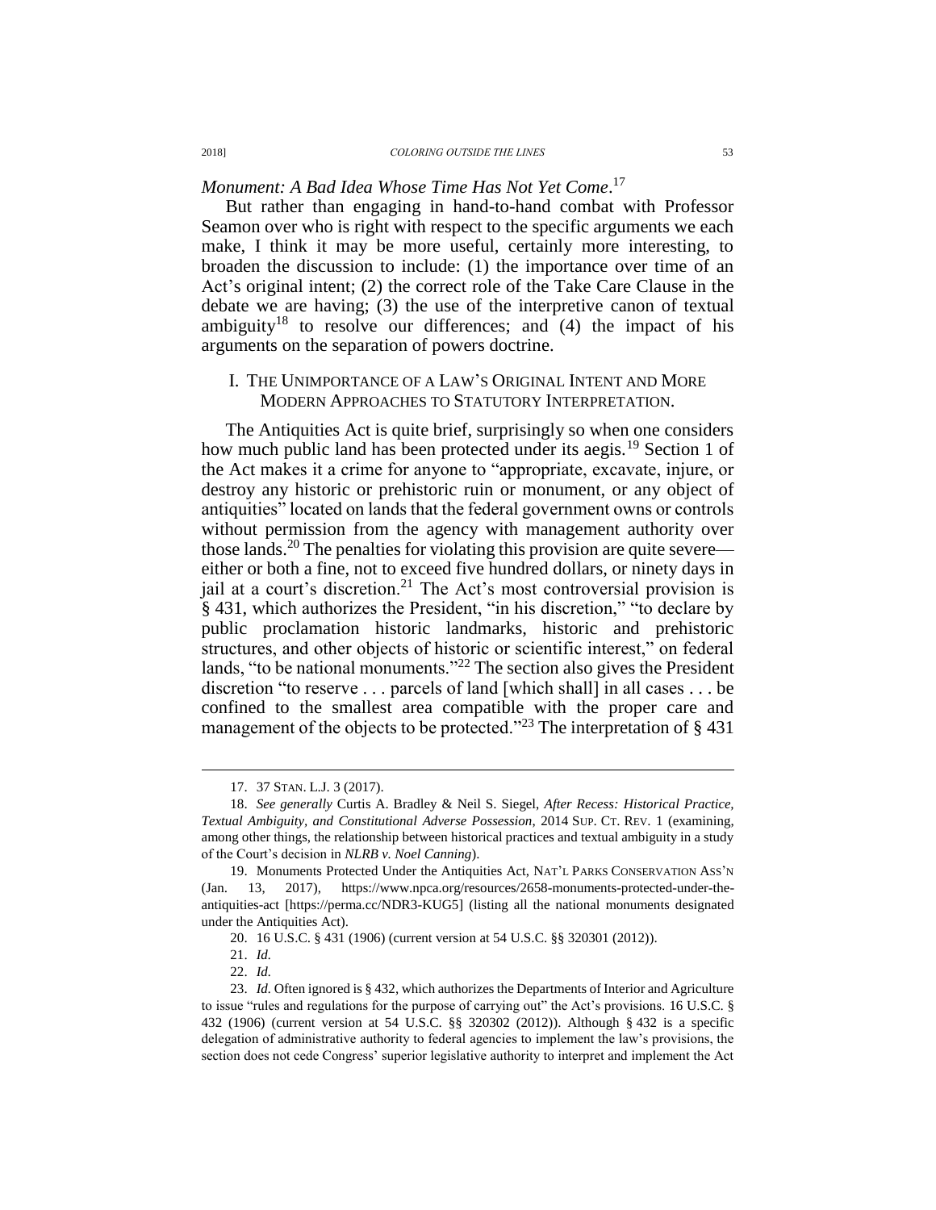*Monument: A Bad Idea Whose Time Has Not Yet Come*.[17]

But rather than engaging in hand-to-hand combat with Professor Seamon over who is right with respect to the specific arguments we each make, I think it may be more useful, certainly more interesting, to broaden the discussion to include: (1) the importance over time of an Act's original intent; (2) the correct role of the Take Care Clause in the debate we are having; (3) the use of the interpretive canon of textual ambiguity[18] to resolve our differences; and (4) the impact of his arguments on the separation of powers doctrine.

## I. THE UNIMPORTANCE OF A LAW'S ORIGINAL INTENT AND MORE MODERN APPROACHES TO STATUTORY INTERPRETATION.

The Antiquities Act is quite brief, surprisingly so when one considers how much public land has been protected under its aegis.[19] Section 1 of the Act makes it a crime for anyone to "appropriate, excavate, injure, or destroy any historic or prehistoric ruin or monument, or any object of antiquities" located on lands that the federal government owns or controls without permission from the agency with management authority over those lands.[20] The penalties for violating this provision are quite severe—either or both a fine, not to exceed five hundred dollars, or ninety days in jail at a court's discretion.[21] The Act's most controversial provision is § 431, which authorizes the President, "in his discretion," "to declare by public proclamation historic landmarks, historic and prehistoric structures, and other objects of historic or scientific interest," on federal lands, "to be national monuments."[22] The section also gives the President discretion "to reserve . . . parcels of land [which shall] in all cases . . . be confined to the smallest area compatible with the proper care and management of the objects to be protected."[23] The interpretation of § 431

---

17. 37 STAN. L.J. 3 (2017).

18. *See generally* Curtis A. Bradley & Neil S. Siegel, *After Recess: Historical Practice, Textual Ambiguity, and Constitutional Adverse Possession*, 2014 SUP. CT. REV. 1 (examining, among other things, the relationship between historical practices and textual ambiguity in a study of the Court's decision in *NLRB v. Noel Canning*).

19. Monuments Protected Under the Antiquities Act, NAT'L PARKS CONSERVATION ASS'N (Jan. 13, 2017), https://www.npca.org/resources/2658-monuments-protected-under-the-antiquities-act [https://perma.cc/NDR3-KUG5] (listing all the national monuments designated under the Antiquities Act).

20. 16 U.S.C. § 431 (1906) (current version at 54 U.S.C. §§ 320301 (2012)).

21. *Id.*

22. *Id.*

23. *Id.* Often ignored is § 432, which authorizes the Departments of Interior and Agriculture to issue "rules and regulations for the purpose of carrying out" the Act's provisions. 16 U.S.C. § 432 (1906) (current version at 54 U.S.C. §§ 320302 (2012)). Although § 432 is a specific delegation of administrative authority to federal agencies to implement the law's provisions, the section does not cede Congress' superior legislative authority to interpret and implement the Act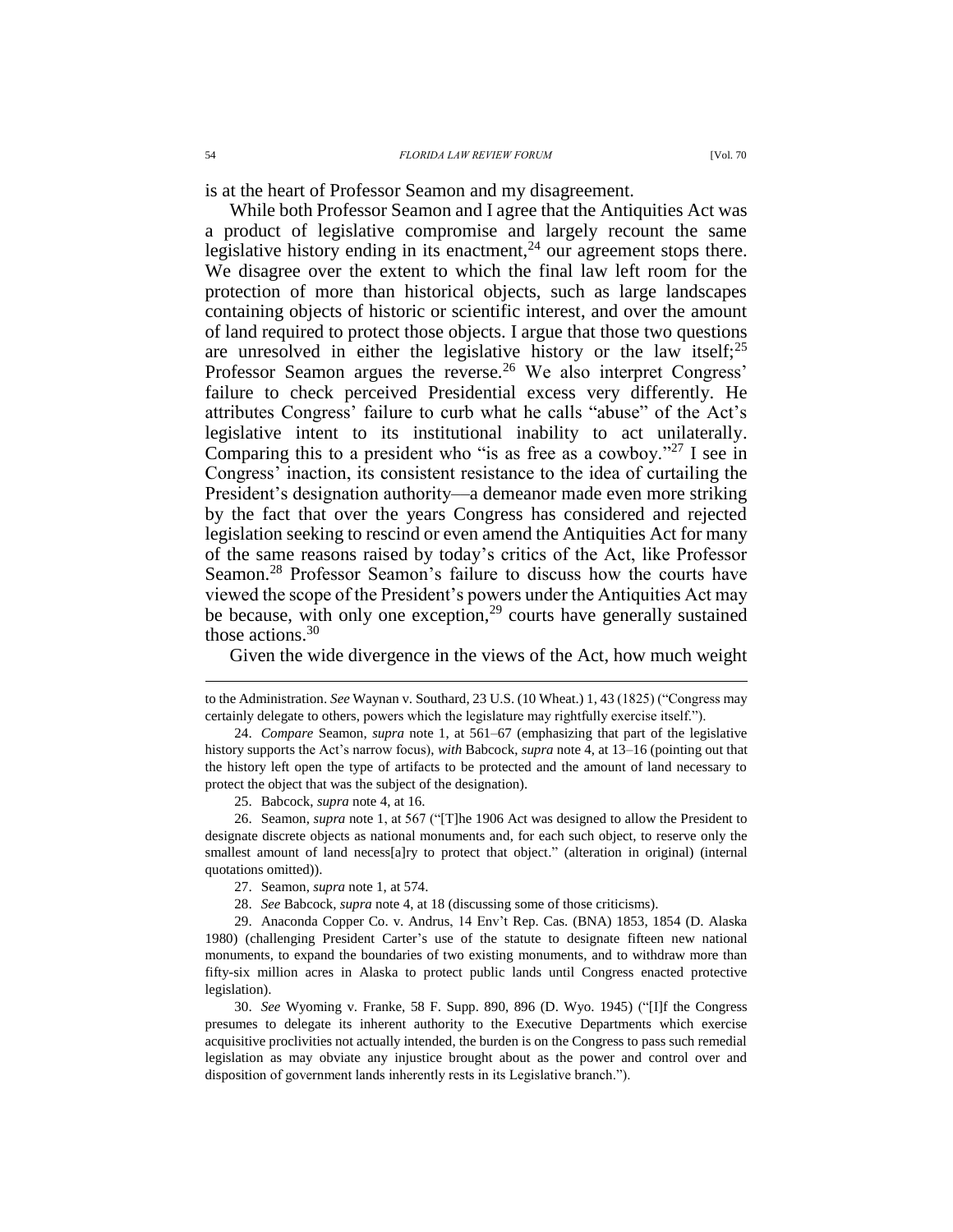is at the heart of Professor Seamon and my disagreement.

While both Professor Seamon and I agree that the Antiquities Act was a product of legislative compromise and largely recount the same legislative history ending in its enactment,[24] our agreement stops there. We disagree over the extent to which the final law left room for the protection of more than historical objects, such as large landscapes containing objects of historic or scientific interest, and over the amount of land required to protect those objects. I argue that those two questions are unresolved in either the legislative history or the law itself;[25] Professor Seamon argues the reverse.[26] We also interpret Congress' failure to check perceived Presidential excess very differently. He attributes Congress' failure to curb what he calls "abuse" of the Act's legislative intent to its institutional inability to act unilaterally. Comparing this to a president who "is as free as a cowboy."[27] I see in Congress' inaction, its consistent resistance to the idea of curtailing the President's designation authority—a demeanor made even more striking by the fact that over the years Congress has considered and rejected legislation seeking to rescind or even amend the Antiquities Act for many of the same reasons raised by today's critics of the Act, like Professor Seamon.[28] Professor Seamon's failure to discuss how the courts have viewed the scope of the President's powers under the Antiquities Act may be because, with only one exception,[29] courts have generally sustained those actions.[30]

Given the wide divergence in the views of the Act, how much weight

---

to the Administration. *See* Waynan v. Southard, 23 U.S. (10 Wheat.) 1, 43 (1825) ("Congress may certainly delegate to others, powers which the legislature may rightfully exercise itself.").

24. *Compare* Seamon, *supra* note 1, at 561–67 (emphasizing that part of the legislative history supports the Act's narrow focus), *with* Babcock, *supra* note 4, at 13–16 (pointing out that the history left open the type of artifacts to be protected and the amount of land necessary to protect the object that was the subject of the designation).

25. Babcock, *supra* note 4, at 16.

26. Seamon, *supra* note 1, at 567 ("[T]he 1906 Act was designed to allow the President to designate discrete objects as national monuments and, for each such object, to reserve only the smallest amount of land necess[a]ry to protect that object." (alteration in original) (internal quotations omitted)).

27. Seamon, *supra* note 1, at 574.

28. *See* Babcock, *supra* note 4, at 18 (discussing some of those criticisms).

29. Anaconda Copper Co. v. Andrus, 14 Env't Rep. Cas. (BNA) 1853, 1854 (D. Alaska 1980) (challenging President Carter's use of the statute to designate fifteen new national monuments, to expand the boundaries of two existing monuments, and to withdraw more than fifty-six million acres in Alaska to protect public lands until Congress enacted protective legislation).

30. *See* Wyoming v. Franke, 58 F. Supp. 890, 896 (D. Wyo. 1945) ("[I]f the Congress presumes to delegate its inherent authority to the Executive Departments which exercise acquisitive proclivities not actually intended, the burden is on the Congress to pass such remedial legislation as may obviate any injustice brought about as the power and control over and disposition of government lands inherently rests in its Legislative branch.").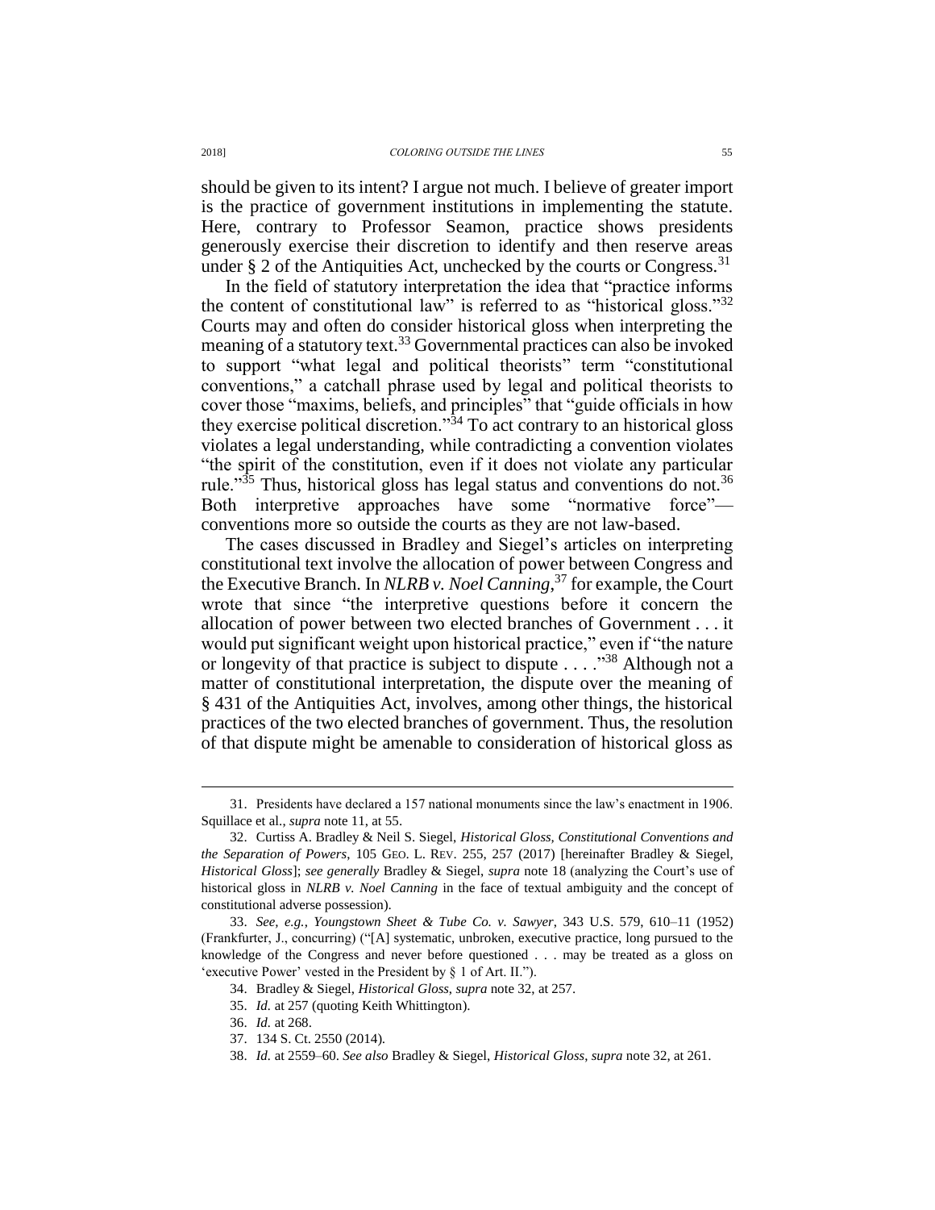should be given to its intent? I argue not much. I believe of greater import is the practice of government institutions in implementing the statute. Here, contrary to Professor Seamon, practice shows presidents generously exercise their discretion to identify and then reserve areas under § 2 of the Antiquities Act, unchecked by the courts or Congress.[31]

In the field of statutory interpretation the idea that "practice informs the content of constitutional law" is referred to as "historical gloss."[32] Courts may and often do consider historical gloss when interpreting the meaning of a statutory text.[33] Governmental practices can also be invoked to support "what legal and political theorists" term "constitutional conventions," a catchall phrase used by legal and political theorists to cover those "maxims, beliefs, and principles" that "guide officials in how they exercise political discretion."[34] To act contrary to an historical gloss violates a legal understanding, while contradicting a convention violates "the spirit of the constitution, even if it does not violate any particular rule."[35] Thus, historical gloss has legal status and conventions do not.[36] Both interpretive approaches have some "normative force"—conventions more so outside the courts as they are not law-based.

The cases discussed in Bradley and Siegel's articles on interpreting constitutional text involve the allocation of power between Congress and the Executive Branch. In *NLRB v. Noel Canning*,[37] for example, the Court wrote that since "the interpretive questions before it concern the allocation of power between two elected branches of Government . . . it would put significant weight upon historical practice," even if "the nature or longevity of that practice is subject to dispute . . . ."[38] Although not a matter of constitutional interpretation, the dispute over the meaning of § 431 of the Antiquities Act, involves, among other things, the historical practices of the two elected branches of government. Thus, the resolution of that dispute might be amenable to consideration of historical gloss as

---

31. Presidents have declared a 157 national monuments since the law's enactment in 1906. Squillace et al., *supra* note 11, at 55.

32. Curtiss A. Bradley & Neil S. Siegel, *Historical Gloss, Constitutional Conventions and the Separation of Powers*, 105 GEO. L. REV. 255, 257 (2017) [hereinafter Bradley & Siegel, *Historical Gloss*]; *see generally* Bradley & Siegel, *supra* note 18 (analyzing the Court's use of historical gloss in *NLRB v. Noel Canning* in the face of textual ambiguity and the concept of constitutional adverse possession).

33. *See, e.g.*, *Youngstown Sheet & Tube Co. v. Sawyer*, 343 U.S. 579, 610–11 (1952) (Frankfurter, J., concurring) ("[A] systematic, unbroken, executive practice, long pursued to the knowledge of the Congress and never before questioned . . . may be treated as a gloss on 'executive Power' vested in the President by § 1 of Art. II.").

34. Bradley & Siegel, *Historical Gloss*, *supra* note 32, at 257.

35. *Id.* at 257 (quoting Keith Whittington).

36. *Id.* at 268.

37. 134 S. Ct. 2550 (2014).

38. *Id.* at 2559–60. *See also* Bradley & Siegel, *Historical Gloss*, *supra* note 32, at 261.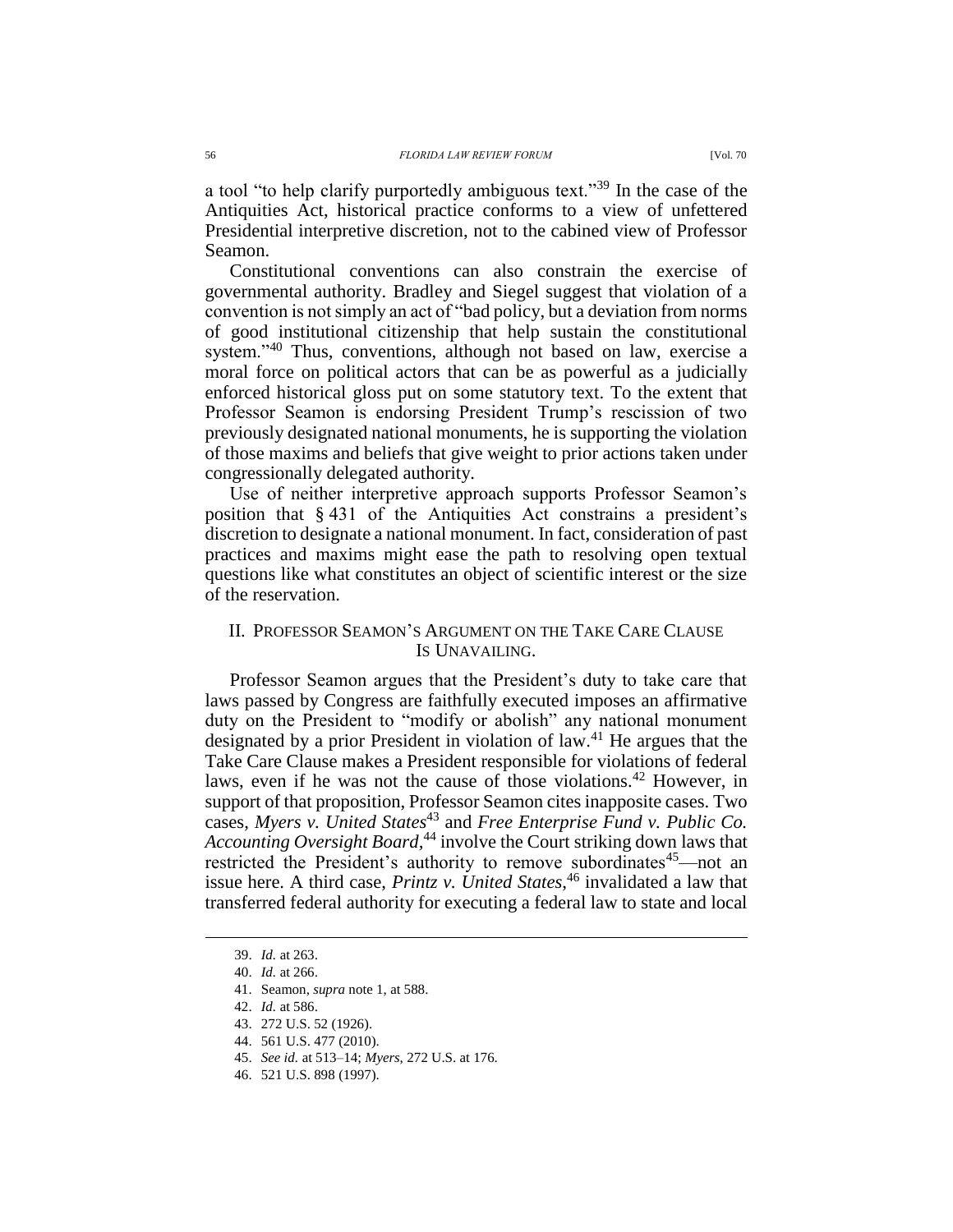a tool "to help clarify purportedly ambiguous text."[39] In the case of the Antiquities Act, historical practice conforms to a view of unfettered Presidential interpretive discretion, not to the cabined view of Professor Seamon.

Constitutional conventions can also constrain the exercise of governmental authority. Bradley and Siegel suggest that violation of a convention is not simply an act of "bad policy, but a deviation from norms of good institutional citizenship that help sustain the constitutional system."[40] Thus, conventions, although not based on law, exercise a moral force on political actors that can be as powerful as a judicially enforced historical gloss put on some statutory text. To the extent that Professor Seamon is endorsing President Trump's rescission of two previously designated national monuments, he is supporting the violation of those maxims and beliefs that give weight to prior actions taken under congressionally delegated authority.

Use of neither interpretive approach supports Professor Seamon's position that § 431 of the Antiquities Act constrains a president's discretion to designate a national monument. In fact, consideration of past practices and maxims might ease the path to resolving open textual questions like what constitutes an object of scientific interest or the size of the reservation.

## II. Professor Seamon's Argument on the Take Care Clause Is Unavailing.

Professor Seamon argues that the President's duty to take care that laws passed by Congress are faithfully executed imposes an affirmative duty on the President to "modify or abolish" any national monument designated by a prior President in violation of law.[41] He argues that the Take Care Clause makes a President responsible for violations of federal laws, even if he was not the cause of those violations.[42] However, in support of that proposition, Professor Seamon cites inapposite cases. Two cases, *Myers v. United States*[43] and *Free Enterprise Fund v. Public Co. Accounting Oversight Board*,[44] involve the Court striking down laws that restricted the President's authority to remove subordinates[45]—not an issue here. A third case, *Printz v. United States*,[46] invalidated a law that transferred federal authority for executing a federal law to state and local

---

39. *Id.* at 263.

40. *Id.* at 266.

41. Seamon, *supra* note 1, at 588.

42. *Id.* at 586.

43. 272 U.S. 52 (1926).

44. 561 U.S. 477 (2010).

45. *See id.* at 513–14; *Myers*, 272 U.S. at 176.

46. 521 U.S. 898 (1997).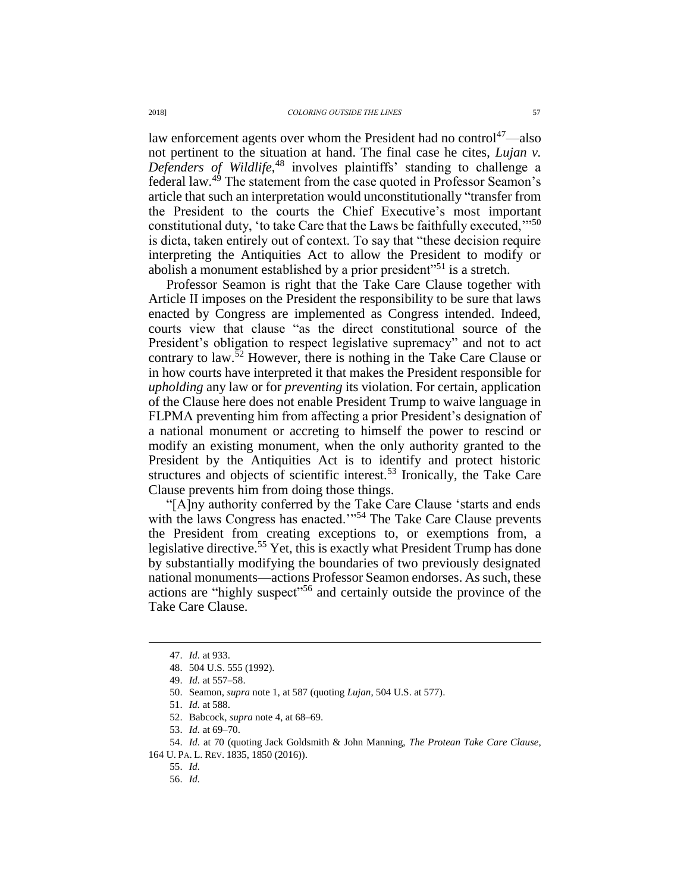law enforcement agents over whom the President had no control[47]—also not pertinent to the situation at hand. The final case he cites, *Lujan v. Defenders of Wildlife*,[48] involves plaintiffs' standing to challenge a federal law.[49] The statement from the case quoted in Professor Seamon's article that such an interpretation would unconstitutionally "transfer from the President to the courts the Chief Executive's most important constitutional duty, 'to take Care that the Laws be faithfully executed,'"[50] is dicta, taken entirely out of context. To say that "these decision require interpreting the Antiquities Act to allow the President to modify or abolish a monument established by a prior president"[51] is a stretch.

Professor Seamon is right that the Take Care Clause together with Article II imposes on the President the responsibility to be sure that laws enacted by Congress are implemented as Congress intended. Indeed, courts view that clause "as the direct constitutional source of the President's obligation to respect legislative supremacy" and not to act contrary to law.[52] However, there is nothing in the Take Care Clause or in how courts have interpreted it that makes the President responsible for *upholding* any law or for *preventing* its violation. For certain, application of the Clause here does not enable President Trump to waive language in FLPMA preventing him from affecting a prior President's designation of a national monument or accreting to himself the power to rescind or modify an existing monument, when the only authority granted to the President by the Antiquities Act is to identify and protect historic structures and objects of scientific interest.[53] Ironically, the Take Care Clause prevents him from doing those things.

"[A]ny authority conferred by the Take Care Clause 'starts and ends with the laws Congress has enacted.'"[54] The Take Care Clause prevents the President from creating exceptions to, or exemptions from, a legislative directive.[55] Yet, this is exactly what President Trump has done by substantially modifying the boundaries of two previously designated national monuments—actions Professor Seamon endorses. As such, these actions are "highly suspect"[56] and certainly outside the province of the Take Care Clause.

---

47. *Id.* at 933.

48. 504 U.S. 555 (1992).

49. *Id.* at 557–58.

50. Seamon, *supra* note 1, at 587 (quoting *Lujan*, 504 U.S. at 577).

51. *Id.* at 588.

52. Babcock, *supra* note 4, at 68–69.

53. *Id.* at 69–70.

54. *Id.* at 70 (quoting Jack Goldsmith & John Manning, *The Protean Take Care Clause*, 164 U. PA. L. REV. 1835, 1850 (2016)).

55. *Id.*

56. *Id.*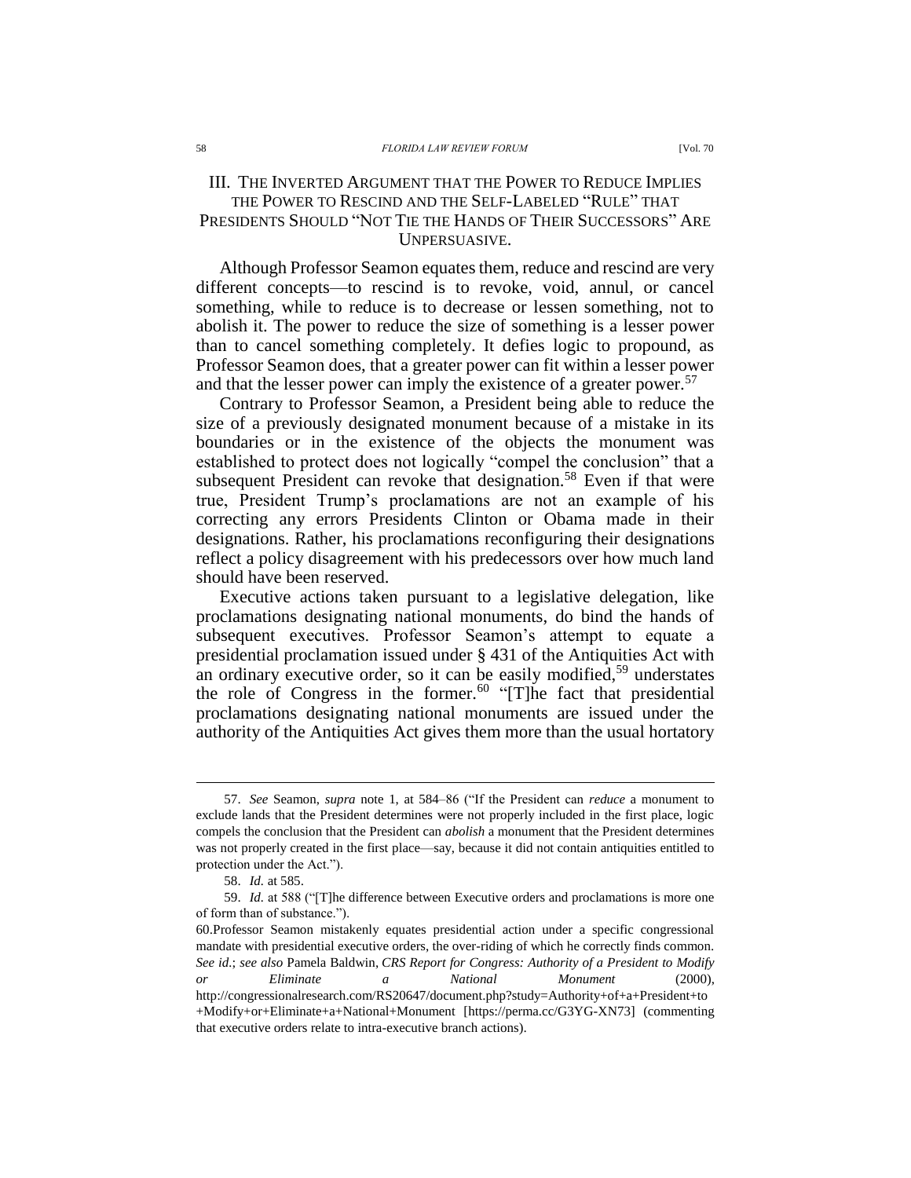## III. The Inverted Argument that the Power to Reduce Implies the Power to Rescind and the Self-Labeled "Rule" that Presidents Should "Not Tie the Hands of Their Successors" Are Unpersuasive.

Although Professor Seamon equates them, reduce and rescind are very different concepts—to rescind is to revoke, void, annul, or cancel something, while to reduce is to decrease or lessen something, not to abolish it. The power to reduce the size of something is a lesser power than to cancel something completely. It defies logic to propound, as Professor Seamon does, that a greater power can fit within a lesser power and that the lesser power can imply the existence of a greater power.[57]

Contrary to Professor Seamon, a President being able to reduce the size of a previously designated monument because of a mistake in its boundaries or in the existence of the objects the monument was established to protect does not logically "compel the conclusion" that a subsequent President can revoke that designation.[58] Even if that were true, President Trump's proclamations are not an example of his correcting any errors Presidents Clinton or Obama made in their designations. Rather, his proclamations reconfiguring their designations reflect a policy disagreement with his predecessors over how much land should have been reserved.

Executive actions taken pursuant to a legislative delegation, like proclamations designating national monuments, do bind the hands of subsequent executives. Professor Seamon's attempt to equate a presidential proclamation issued under § 431 of the Antiquities Act with an ordinary executive order, so it can be easily modified,[59] understates the role of Congress in the former.[60] "[T]he fact that presidential proclamations designating national monuments are issued under the authority of the Antiquities Act gives them more than the usual hortatory

---

57. *See* Seamon, *supra* note 1, at 584–86 ("If the President can *reduce* a monument to exclude lands that the President determines were not properly included in the first place, logic compels the conclusion that the President can *abolish* a monument that the President determines was not properly created in the first place—say, because it did not contain antiquities entitled to protection under the Act.").

58. *Id.* at 585.

59. *Id.* at 588 ("[T]he difference between Executive orders and proclamations is more one of form than of substance.").

60. Professor Seamon mistakenly equates presidential action under a specific congressional mandate with presidential executive orders, the over-riding of which he correctly finds common. *See id.*; *see also* Pamela Baldwin, *CRS Report for Congress: Authority of a President to Modify or Eliminate a National Monument* (2000), http://congressionalresearch.com/RS20647/document.php?study=Authority+of+a+President+to+Modify+or+Eliminate+a+National+Monument [https://perma.cc/G3YG-XN73] (commenting that executive orders relate to intra-executive branch actions).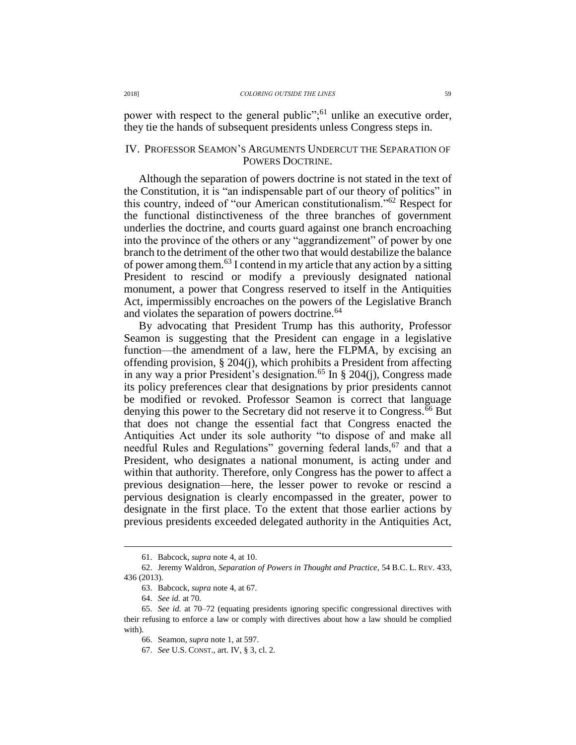power with respect to the general public";[61] unlike an executive order, they tie the hands of subsequent presidents unless Congress steps in.

## IV. PROFESSOR SEAMON'S ARGUMENTS UNDERCUT THE SEPARATION OF POWERS DOCTRINE.

Although the separation of powers doctrine is not stated in the text of the Constitution, it is "an indispensable part of our theory of politics" in this country, indeed of "our American constitutionalism."[62] Respect for the functional distinctiveness of the three branches of government underlies the doctrine, and courts guard against one branch encroaching into the province of the others or any "aggrandizement" of power by one branch to the detriment of the other two that would destabilize the balance of power among them.[63] I contend in my article that any action by a sitting President to rescind or modify a previously designated national monument, a power that Congress reserved to itself in the Antiquities Act, impermissibly encroaches on the powers of the Legislative Branch and violates the separation of powers doctrine.[64]

By advocating that President Trump has this authority, Professor Seamon is suggesting that the President can engage in a legislative function—the amendment of a law, here the FLPMA, by excising an offending provision, § 204(j), which prohibits a President from affecting in any way a prior President's designation.[65] In § 204(j), Congress made its policy preferences clear that designations by prior presidents cannot be modified or revoked. Professor Seamon is correct that language denying this power to the Secretary did not reserve it to Congress.[66] But that does not change the essential fact that Congress enacted the Antiquities Act under its sole authority "to dispose of and make all needful Rules and Regulations" governing federal lands,[67] and that a President, who designates a national monument, is acting under and within that authority. Therefore, only Congress has the power to affect a previous designation—here, the lesser power to revoke or rescind a pervious designation is clearly encompassed in the greater, power to designate in the first place. To the extent that those earlier actions by previous presidents exceeded delegated authority in the Antiquities Act,

61. Babcock, *supra* note 4, at 10.

62. Jeremy Waldron, *Separation of Powers in Thought and Practice*, 54 B.C. L. REV. 433, 436 (2013).

63. Babcock, *supra* note 4, at 67.

64. *See id.* at 70.

65. *See id.* at 70–72 (equating presidents ignoring specific congressional directives with their refusing to enforce a law or comply with directives about how a law should be complied with).

66. Seamon, *supra* note 1, at 597.

67. *See* U.S. CONST., art. IV, § 3, cl. 2.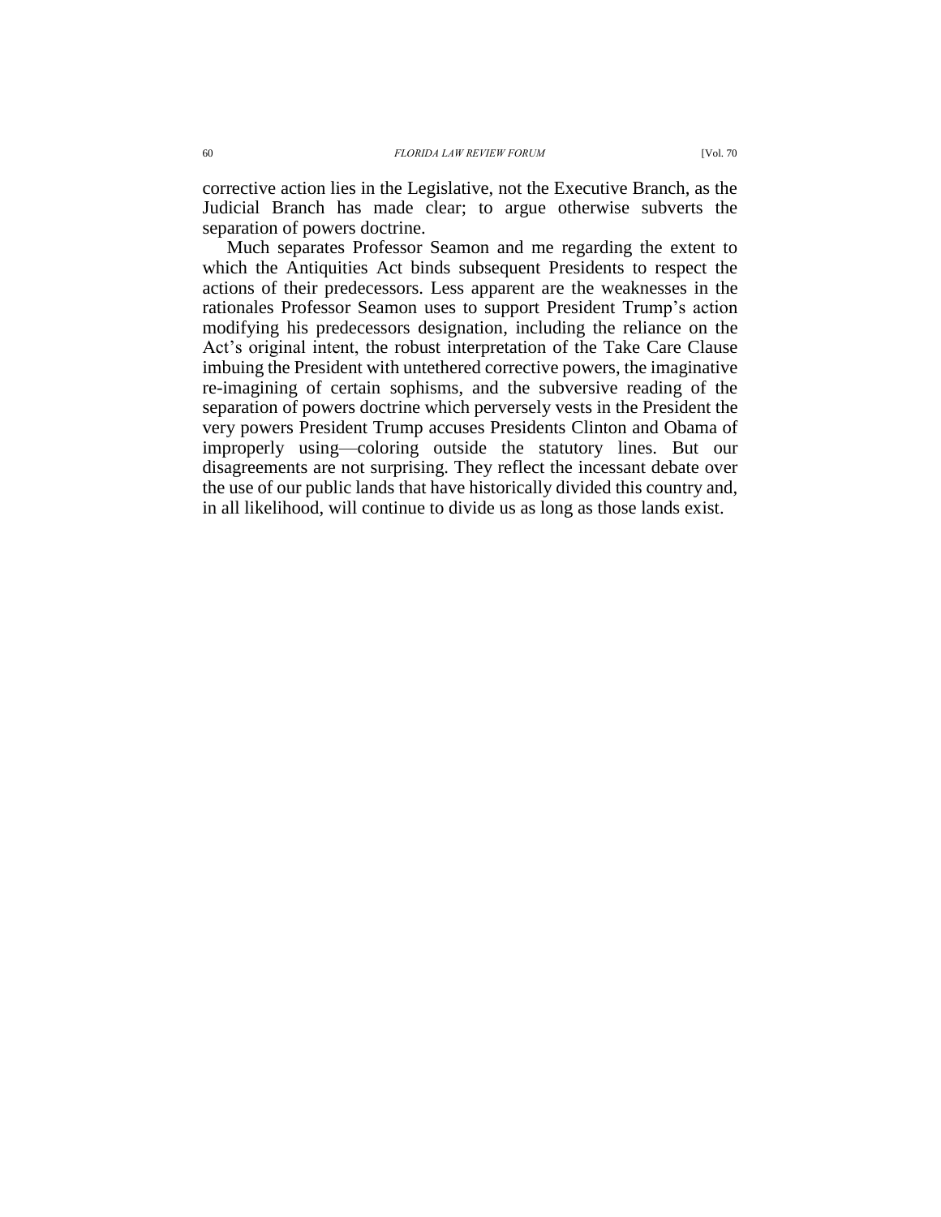corrective action lies in the Legislative, not the Executive Branch, as the Judicial Branch has made clear; to argue otherwise subverts the separation of powers doctrine.

Much separates Professor Seamon and me regarding the extent to which the Antiquities Act binds subsequent Presidents to respect the actions of their predecessors. Less apparent are the weaknesses in the rationales Professor Seamon uses to support President Trump's action modifying his predecessors designation, including the reliance on the Act's original intent, the robust interpretation of the Take Care Clause imbuing the President with untethered corrective powers, the imaginative re-imagining of certain sophisms, and the subversive reading of the separation of powers doctrine which perversely vests in the President the very powers President Trump accuses Presidents Clinton and Obama of improperly using—coloring outside the statutory lines. But our disagreements are not surprising. They reflect the incessant debate over the use of our public lands that have historically divided this country and, in all likelihood, will continue to divide us as long as those lands exist.